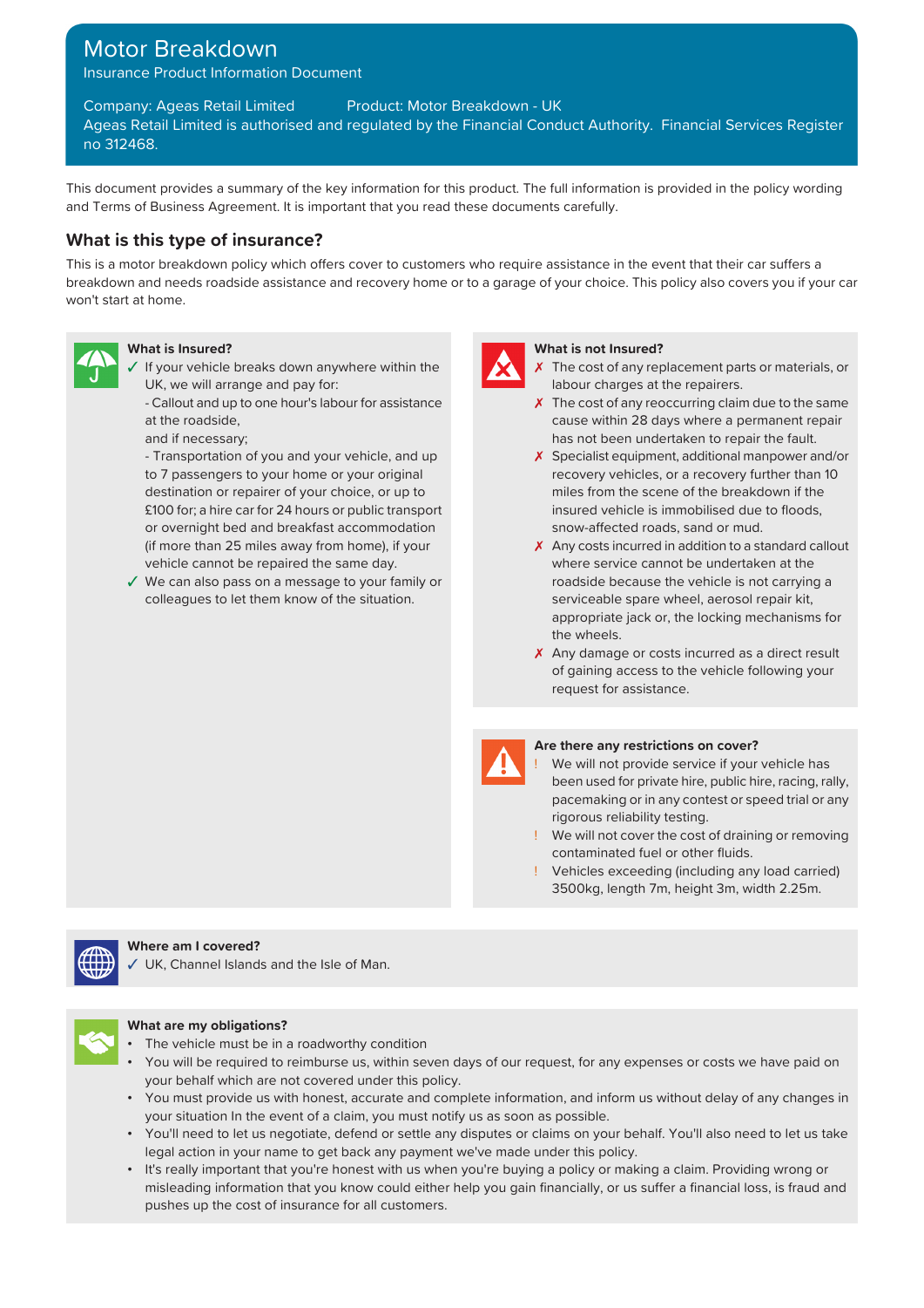# Motor Breakdown

Insurance Product Information Document

Company: Ageas Retail Limited        Product: Motor Breakdown - UK

Ageas Retail Limited is authorised and regulated by the Financial Conduct Authority. Financial Services Register no 312468.

This document provides a summary of the key information for this product. The full information is provided in the policy wording and Terms of Business Agreement. It is important that you read these documents carefully.

## What is this type of insurance?

This is a motor breakdown policy which offers cover to customers who require assistance in the event that their car suffers a breakdown and needs roadside assistance and recovery home or to a garage of your choice. This policy also covers you if your car won't start at home.

### What is Insured?

- ✓ If your vehicle breaks down anywhere within the UK, we will arrange and pay for:
  - Callout and up to one hour's labour for assistance at the roadside,

  and if necessary;
  - Transportation of you and your vehicle, and up to 7 passengers to your home or your original destination or repairer of your choice, or up to £100 for; a hire car for 24 hours or public transport or overnight bed and breakfast accommodation (if more than 25 miles away from home), if your vehicle cannot be repaired the same day.
- ✓ We can also pass on a message to your family or colleagues to let them know of the situation.

### What is not Insured?

- ✗ The cost of any replacement parts or materials, or labour charges at the repairers.
- ✗ The cost of any reoccurring claim due to the same cause within 28 days where a permanent repair has not been undertaken to repair the fault.
- ✗ Specialist equipment, additional manpower and/or recovery vehicles, or a recovery further than 10 miles from the scene of the breakdown if the insured vehicle is immobilised due to floods, snow-affected roads, sand or mud.
- ✗ Any costs incurred in addition to a standard callout where service cannot be undertaken at the roadside because the vehicle is not carrying a serviceable spare wheel, aerosol repair kit, appropriate jack or, the locking mechanisms for the wheels.
- ✗ Any damage or costs incurred as a direct result of gaining access to the vehicle following your request for assistance.

### Are there any restrictions on cover?

- ! We will not provide service if your vehicle has been used for private hire, public hire, racing, rally, pacemaking or in any contest or speed trial or any rigorous reliability testing.
- ! We will not cover the cost of draining or removing contaminated fuel or other fluids.
- ! Vehicles exceeding (including any load carried) 3500kg, length 7m, height 3m, width 2.25m.

### Where am I covered?

- ✓ UK, Channel Islands and the Isle of Man.

### What are my obligations?

- The vehicle must be in a roadworthy condition
- You will be required to reimburse us, within seven days of our request, for any expenses or costs we have paid on your behalf which are not covered under this policy.
- You must provide us with honest, accurate and complete information, and inform us without delay of any changes in your situation In the event of a claim, you must notify us as soon as possible.
- You'll need to let us negotiate, defend or settle any disputes or claims on your behalf. You'll also need to let us take legal action in your name to get back any payment we've made under this policy.
- It's really important that you're honest with us when you're buying a policy or making a claim. Providing wrong or misleading information that you know could either help you gain financially, or us suffer a financial loss, is fraud and pushes up the cost of insurance for all customers.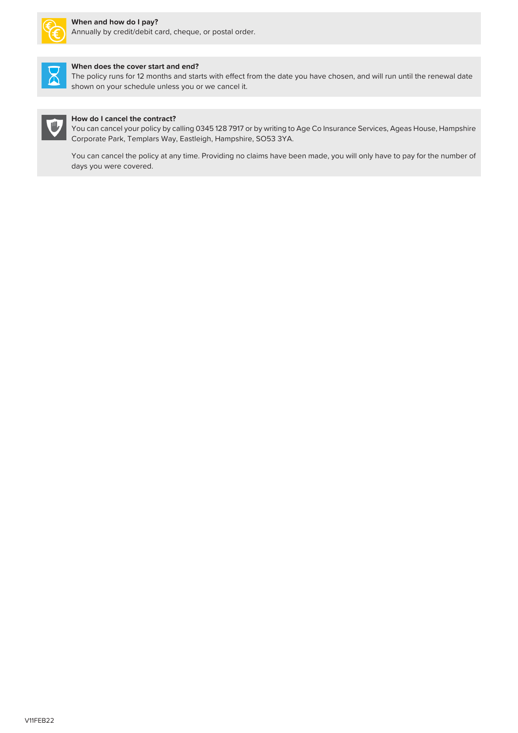**When and how do I pay?**

Annually by credit/debit card, cheque, or postal order.

**When does the cover start and end?**

The policy runs for 12 months and starts with effect from the date you have chosen, and will run until the renewal date shown on your schedule unless you or we cancel it.

**How do I cancel the contract?**

You can cancel your policy by calling 0345 128 7917 or by writing to Age Co Insurance Services, Ageas House, Hampshire Corporate Park, Templars Way, Eastleigh, Hampshire, SO53 3YA.

You can cancel the policy at any time. Providing no claims have been made, you will only have to pay for the number of days you were covered.

V11FEB22